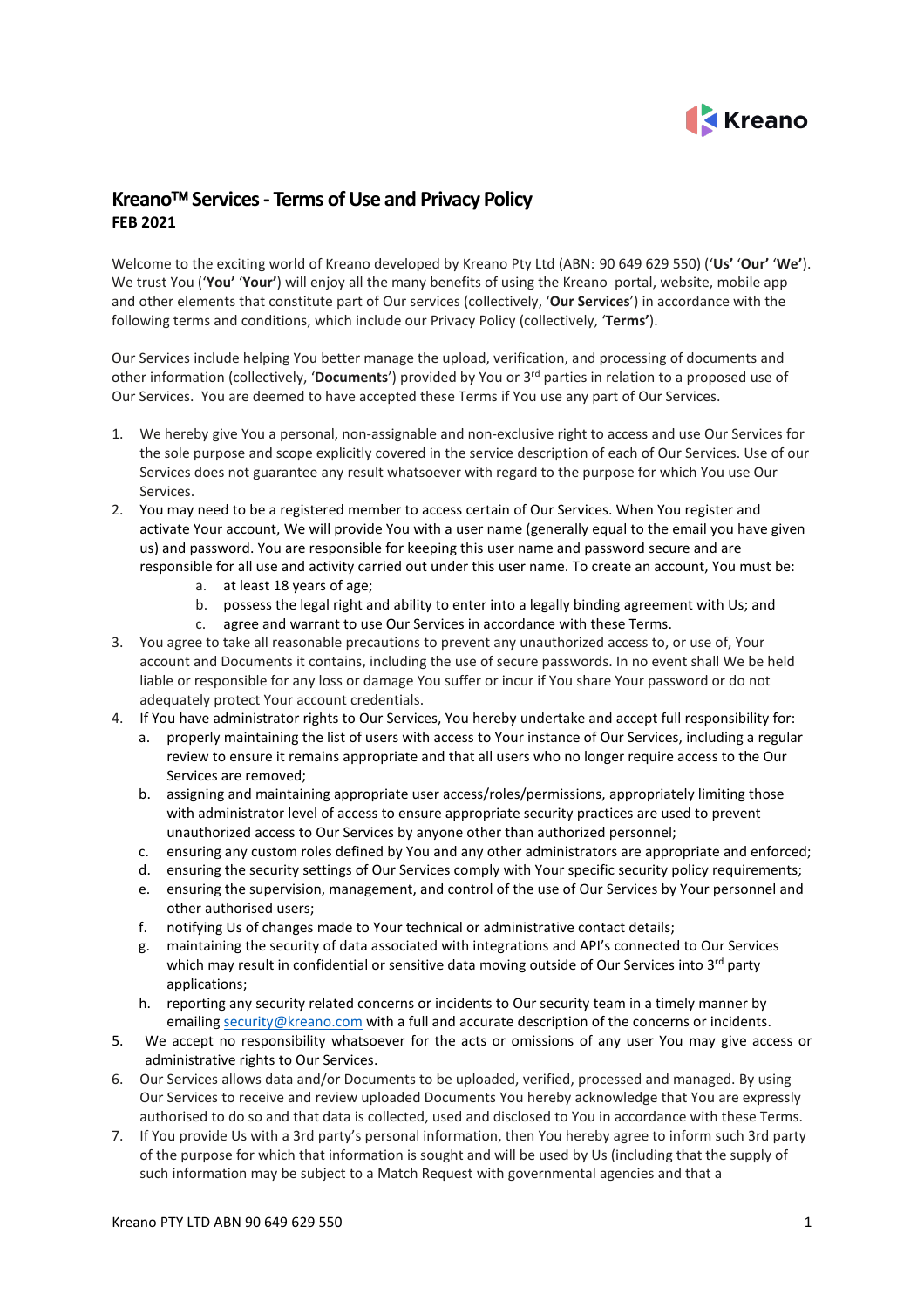# Kreano™ Services - Terms of Use and Privacy Policy

**FEB 2021**

Welcome to the exciting world of Kreano developed by Kreano Pty Ltd (ABN: 90 649 629 550) ('**Us**' '**Our**' '**We**'). We trust You ('**You**' '**Your**') will enjoy all the many benefits of using the Kreano portal, website, mobile app and other elements that constitute part of Our services (collectively, '**Our Services**') in accordance with the following terms and conditions, which include our Privacy Policy (collectively, '**Terms**').

Our Services include helping You better manage the upload, verification, and processing of documents and other information (collectively, '**Documents**') provided by You or 3rd parties in relation to a proposed use of Our Services. You are deemed to have accepted these Terms if You use any part of Our Services.

1. We hereby give You a personal, non-assignable and non-exclusive right to access and use Our Services for the sole purpose and scope explicitly covered in the service description of each of Our Services. Use of our Services does not guarantee any result whatsoever with regard to the purpose for which You use Our Services.
2. You may need to be a registered member to access certain of Our Services. When You register and activate Your account, We will provide You with a user name (generally equal to the email you have given us) and password. You are responsible for keeping this user name and password secure and are responsible for all use and activity carried out under this user name. To create an account, You must be:
   a. at least 18 years of age;
   b. possess the legal right and ability to enter into a legally binding agreement with Us; and
   c. agree and warrant to use Our Services in accordance with these Terms.
3. You agree to take all reasonable precautions to prevent any unauthorized access to, or use of, Your account and Documents it contains, including the use of secure passwords. In no event shall We be held liable or responsible for any loss or damage You suffer or incur if You share Your password or do not adequately protect Your account credentials.
4. If You have administrator rights to Our Services, You hereby undertake and accept full responsibility for:
   a. properly maintaining the list of users with access to Your instance of Our Services, including a regular review to ensure it remains appropriate and that all users who no longer require access to the Our Services are removed;
   b. assigning and maintaining appropriate user access/roles/permissions, appropriately limiting those with administrator level of access to ensure appropriate security practices are used to prevent unauthorized access to Our Services by anyone other than authorized personnel;
   c. ensuring any custom roles defined by You and any other administrators are appropriate and enforced;
   d. ensuring the security settings of Our Services comply with Your specific security policy requirements;
   e. ensuring the supervision, management, and control of the use of Our Services by Your personnel and other authorised users;
   f. notifying Us of changes made to Your technical or administrative contact details;
   g. maintaining the security of data associated with integrations and API's connected to Our Services which may result in confidential or sensitive data moving outside of Our Services into 3rd party applications;
   h. reporting any security related concerns or incidents to Our security team in a timely manner by emailing security@kreano.com with a full and accurate description of the concerns or incidents.
5. We accept no responsibility whatsoever for the acts or omissions of any user You may give access or administrative rights to Our Services.
6. Our Services allows data and/or Documents to be uploaded, verified, processed and managed. By using Our Services to receive and review uploaded Documents You hereby acknowledge that You are expressly authorised to do so and that data is collected, used and disclosed to You in accordance with these Terms.
7. If You provide Us with a 3rd party's personal information, then You hereby agree to inform such 3rd party of the purpose for which that information is sought and will be used by Us (including that the supply of such information may be subject to a Match Request with governmental agencies and that a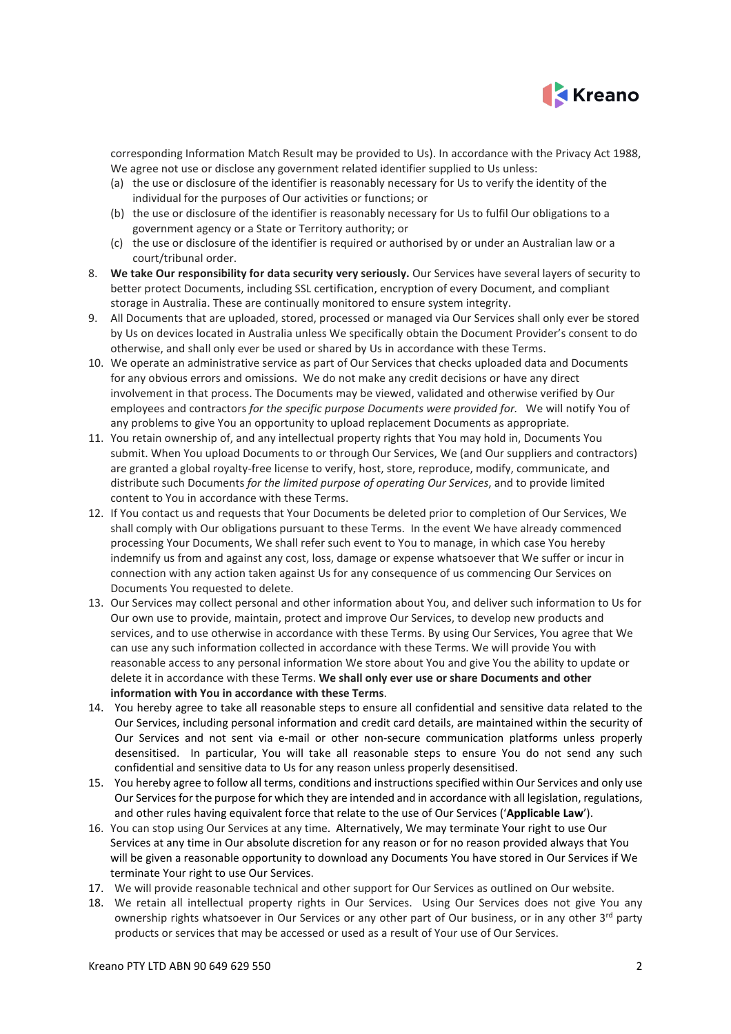corresponding Information Match Result may be provided to Us). In accordance with the Privacy Act 1988, We agree not use or disclose any government related identifier supplied to Us unless:

(a) the use or disclosure of the identifier is reasonably necessary for Us to verify the identity of the individual for the purposes of Our activities or functions; or
(b) the use or disclosure of the identifier is reasonably necessary for Us to fulfil Our obligations to a government agency or a State or Territory authority; or
(c) the use or disclosure of the identifier is required or authorised by or under an Australian law or a court/tribunal order.

8. **We take Our responsibility for data security very seriously.** Our Services have several layers of security to better protect Documents, including SSL certification, encryption of every Document, and compliant storage in Australia. These are continually monitored to ensure system integrity.
9. All Documents that are uploaded, stored, processed or managed via Our Services shall only ever be stored by Us on devices located in Australia unless We specifically obtain the Document Provider's consent to do otherwise, and shall only ever be used or shared by Us in accordance with these Terms.
10. We operate an administrative service as part of Our Services that checks uploaded data and Documents for any obvious errors and omissions. We do not make any credit decisions or have any direct involvement in that process. The Documents may be viewed, validated and otherwise verified by Our employees and contractors *for the specific purpose Documents were provided for.* We will notify You of any problems to give You an opportunity to upload replacement Documents as appropriate.
11. You retain ownership of, and any intellectual property rights that You may hold in, Documents You submit. When You upload Documents to or through Our Services, We (and Our suppliers and contractors) are granted a global royalty-free license to verify, host, store, reproduce, modify, communicate, and distribute such Documents *for the limited purpose of operating Our Services*, and to provide limited content to You in accordance with these Terms.
12. If You contact us and requests that Your Documents be deleted prior to completion of Our Services, We shall comply with Our obligations pursuant to these Terms. In the event We have already commenced processing Your Documents, We shall refer such event to You to manage, in which case You hereby indemnify us from and against any cost, loss, damage or expense whatsoever that We suffer or incur in connection with any action taken against Us for any consequence of us commencing Our Services on Documents You requested to delete.
13. Our Services may collect personal and other information about You, and deliver such information to Us for Our own use to provide, maintain, protect and improve Our Services, to develop new products and services, and to use otherwise in accordance with these Terms. By using Our Services, You agree that We can use any such information collected in accordance with these Terms. We will provide You with reasonable access to any personal information We store about You and give You the ability to update or delete it in accordance with these Terms. **We shall only ever use or share Documents and other information with You in accordance with these Terms**.
14. You hereby agree to take all reasonable steps to ensure all confidential and sensitive data related to the Our Services, including personal information and credit card details, are maintained within the security of Our Services and not sent via e-mail or other non-secure communication platforms unless properly desensitised. In particular, You will take all reasonable steps to ensure You do not send any such confidential and sensitive data to Us for any reason unless properly desensitised.
15. You hereby agree to follow all terms, conditions and instructions specified within Our Services and only use Our Services for the purpose for which they are intended and in accordance with all legislation, regulations, and other rules having equivalent force that relate to the use of Our Services ('**Applicable Law**').
16. You can stop using Our Services at any time. Alternatively, We may terminate Your right to use Our Services at any time in Our absolute discretion for any reason or for no reason provided always that You will be given a reasonable opportunity to download any Documents You have stored in Our Services if We terminate Your right to use Our Services.
17. We will provide reasonable technical and other support for Our Services as outlined on Our website.
18. We retain all intellectual property rights in Our Services. Using Our Services does not give You any ownership rights whatsoever in Our Services or any other part of Our business, or in any other 3rd party products or services that may be accessed or used as a result of Your use of Our Services.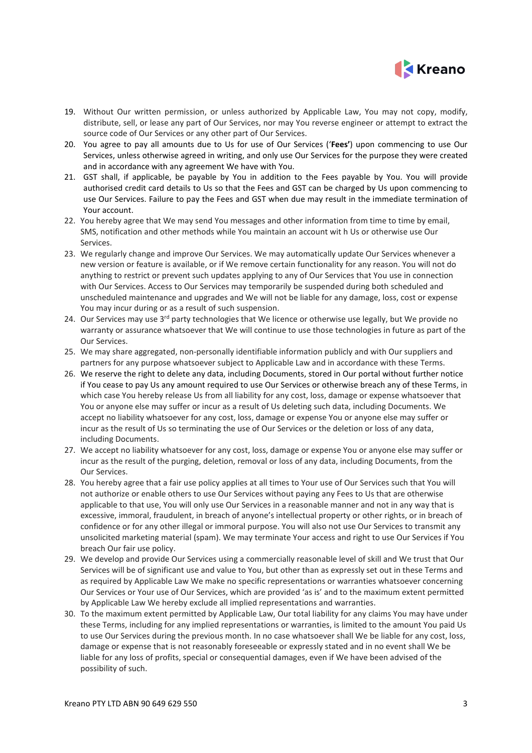19. Without Our written permission, or unless authorized by Applicable Law, You may not copy, modify, distribute, sell, or lease any part of Our Services, nor may You reverse engineer or attempt to extract the source code of Our Services or any other part of Our Services.
20. You agree to pay all amounts due to Us for use of Our Services ('**Fees'**) upon commencing to use Our Services, unless otherwise agreed in writing, and only use Our Services for the purpose they were created and in accordance with any agreement We have with You.
21. GST shall, if applicable, be payable by You in addition to the Fees payable by You. You will provide authorised credit card details to Us so that the Fees and GST can be charged by Us upon commencing to use Our Services. Failure to pay the Fees and GST when due may result in the immediate termination of Your account.
22. You hereby agree that We may send You messages and other information from time to time by email, SMS, notification and other methods while You maintain an account wit h Us or otherwise use Our Services.
23. We regularly change and improve Our Services. We may automatically update Our Services whenever a new version or feature is available, or if We remove certain functionality for any reason. You will not do anything to restrict or prevent such updates applying to any of Our Services that You use in connection with Our Services. Access to Our Services may temporarily be suspended during both scheduled and unscheduled maintenance and upgrades and We will not be liable for any damage, loss, cost or expense You may incur during or as a result of such suspension.
24. Our Services may use 3rd party technologies that We licence or otherwise use legally, but We provide no warranty or assurance whatsoever that We will continue to use those technologies in future as part of the Our Services.
25. We may share aggregated, non-personally identifiable information publicly and with Our suppliers and partners for any purpose whatsoever subject to Applicable Law and in accordance with these Terms.
26. We reserve the right to delete any data, including Documents, stored in Our portal without further notice if You cease to pay Us any amount required to use Our Services or otherwise breach any of these Terms, in which case You hereby release Us from all liability for any cost, loss, damage or expense whatsoever that You or anyone else may suffer or incur as a result of Us deleting such data, including Documents. We accept no liability whatsoever for any cost, loss, damage or expense You or anyone else may suffer or incur as the result of Us so terminating the use of Our Services or the deletion or loss of any data, including Documents.
27. We accept no liability whatsoever for any cost, loss, damage or expense You or anyone else may suffer or incur as the result of the purging, deletion, removal or loss of any data, including Documents, from the Our Services.
28. You hereby agree that a fair use policy applies at all times to Your use of Our Services such that You will not authorize or enable others to use Our Services without paying any Fees to Us that are otherwise applicable to that use, You will only use Our Services in a reasonable manner and not in any way that is excessive, immoral, fraudulent, in breach of anyone's intellectual property or other rights, or in breach of confidence or for any other illegal or immoral purpose. You will also not use Our Services to transmit any unsolicited marketing material (spam). We may terminate Your access and right to use Our Services if You breach Our fair use policy.
29. We develop and provide Our Services using a commercially reasonable level of skill and We trust that Our Services will be of significant use and value to You, but other than as expressly set out in these Terms and as required by Applicable Law We make no specific representations or warranties whatsoever concerning Our Services or Your use of Our Services, which are provided 'as is' and to the maximum extent permitted by Applicable Law We hereby exclude all implied representations and warranties.
30. To the maximum extent permitted by Applicable Law, Our total liability for any claims You may have under these Terms, including for any implied representations or warranties, is limited to the amount You paid Us to use Our Services during the previous month. In no case whatsoever shall We be liable for any cost, loss, damage or expense that is not reasonably foreseeable or expressly stated and in no event shall We be liable for any loss of profits, special or consequential damages, even if We have been advised of the possibility of such.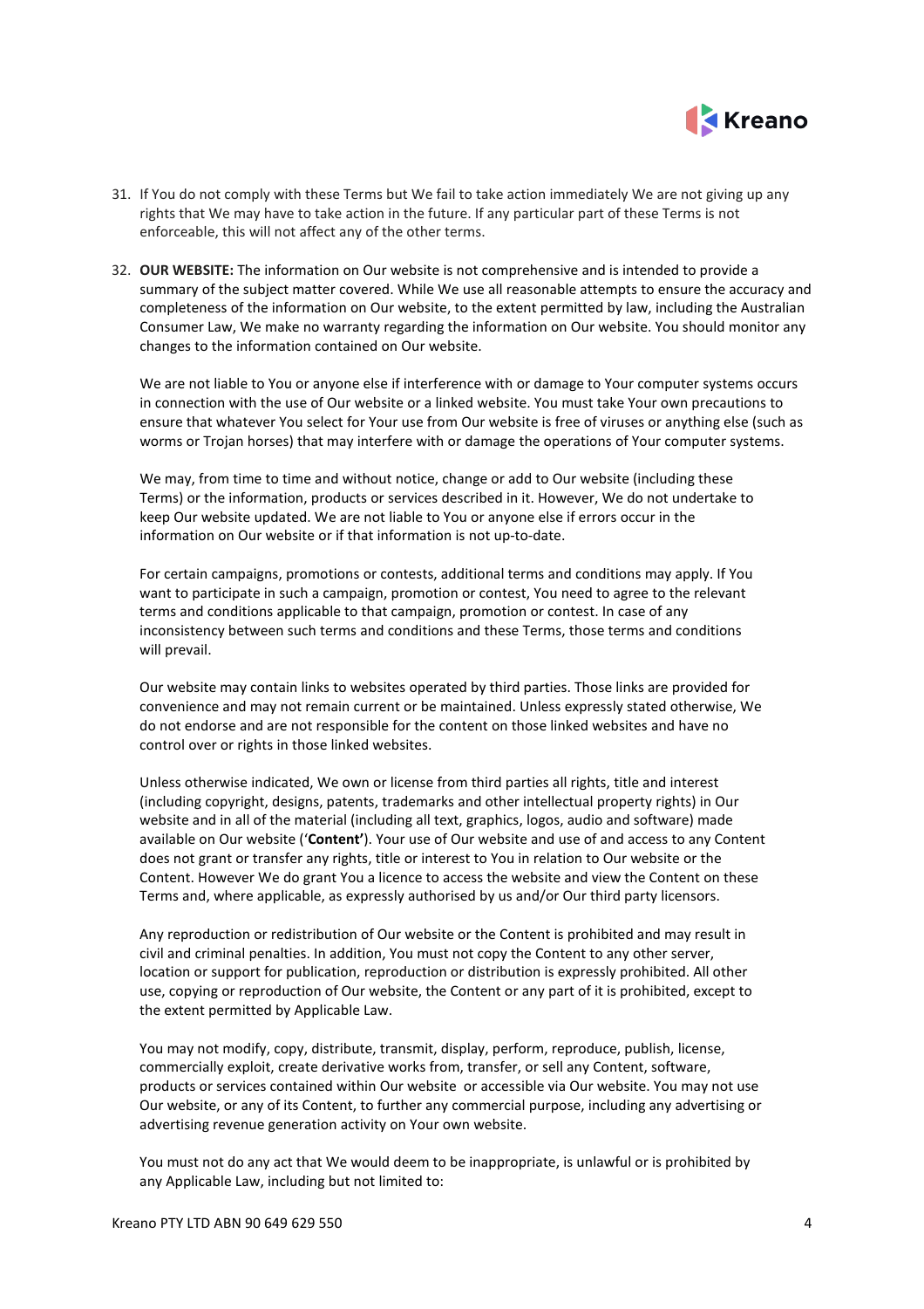31. If You do not comply with these Terms but We fail to take action immediately We are not giving up any rights that We may have to take action in the future. If any particular part of these Terms is not enforceable, this will not affect any of the other terms.

32. **OUR WEBSITE:** The information on Our website is not comprehensive and is intended to provide a summary of the subject matter covered. While We use all reasonable attempts to ensure the accuracy and completeness of the information on Our website, to the extent permitted by law, including the Australian Consumer Law, We make no warranty regarding the information on Our website. You should monitor any changes to the information contained on Our website.

    We are not liable to You or anyone else if interference with or damage to Your computer systems occurs in connection with the use of Our website or a linked website. You must take Your own precautions to ensure that whatever You select for Your use from Our website is free of viruses or anything else (such as worms or Trojan horses) that may interfere with or damage the operations of Your computer systems.

    We may, from time to time and without notice, change or add to Our website (including these Terms) or the information, products or services described in it. However, We do not undertake to keep Our website updated. We are not liable to You or anyone else if errors occur in the information on Our website or if that information is not up-to-date.

    For certain campaigns, promotions or contests, additional terms and conditions may apply. If You want to participate in such a campaign, promotion or contest, You need to agree to the relevant terms and conditions applicable to that campaign, promotion or contest. In case of any inconsistency between such terms and conditions and these Terms, those terms and conditions will prevail.

    Our website may contain links to websites operated by third parties. Those links are provided for convenience and may not remain current or be maintained. Unless expressly stated otherwise, We do not endorse and are not responsible for the content on those linked websites and have no control over or rights in those linked websites.

    Unless otherwise indicated, We own or license from third parties all rights, title and interest (including copyright, designs, patents, trademarks and other intellectual property rights) in Our website and in all of the material (including all text, graphics, logos, audio and software) made available on Our website (‘**Content’**). Your use of Our website and use of and access to any Content does not grant or transfer any rights, title or interest to You in relation to Our website or the Content. However We do grant You a licence to access the website and view the Content on these Terms and, where applicable, as expressly authorised by us and/or Our third party licensors.

    Any reproduction or redistribution of Our website or the Content is prohibited and may result in civil and criminal penalties. In addition, You must not copy the Content to any other server, location or support for publication, reproduction or distribution is expressly prohibited. All other use, copying or reproduction of Our website, the Content or any part of it is prohibited, except to the extent permitted by Applicable Law.

    You may not modify, copy, distribute, transmit, display, perform, reproduce, publish, license, commercially exploit, create derivative works from, transfer, or sell any Content, software, products or services contained within Our website or accessible via Our website. You may not use Our website, or any of its Content, to further any commercial purpose, including any advertising or advertising revenue generation activity on Your own website.

    You must not do any act that We would deem to be inappropriate, is unlawful or is prohibited by any Applicable Law, including but not limited to: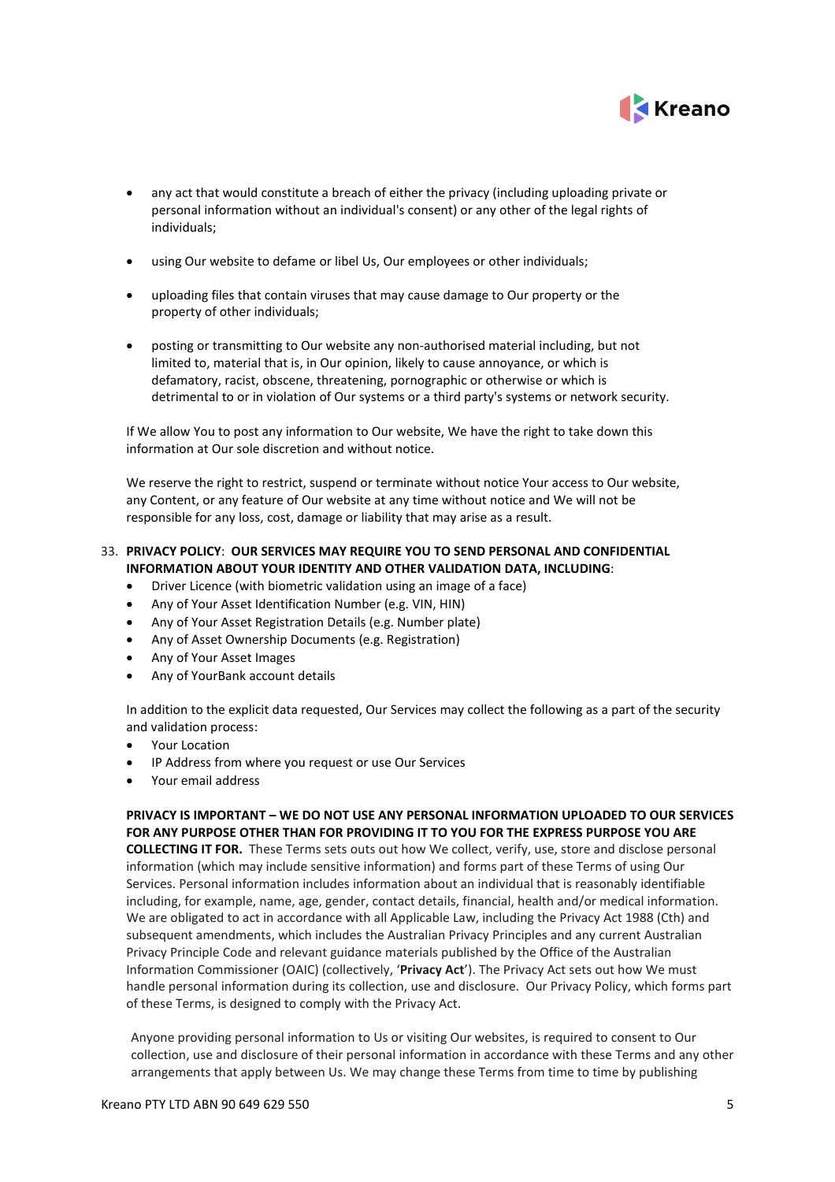- any act that would constitute a breach of either the privacy (including uploading private or personal information without an individual's consent) or any other of the legal rights of individuals;
- using Our website to defame or libel Us, Our employees or other individuals;
- uploading files that contain viruses that may cause damage to Our property or the property of other individuals;
- posting or transmitting to Our website any non-authorised material including, but not limited to, material that is, in Our opinion, likely to cause annoyance, or which is defamatory, racist, obscene, threatening, pornographic or otherwise or which is detrimental to or in violation of Our systems or a third party's systems or network security.

If We allow You to post any information to Our website, We have the right to take down this information at Our sole discretion and without notice.

We reserve the right to restrict, suspend or terminate without notice Your access to Our website, any Content, or any feature of Our website at any time without notice and We will not be responsible for any loss, cost, damage or liability that may arise as a result.

33. **PRIVACY POLICY**: **OUR SERVICES MAY REQUIRE YOU TO SEND PERSONAL AND CONFIDENTIAL INFORMATION ABOUT YOUR IDENTITY AND OTHER VALIDATION DATA, INCLUDING**:
    - Driver Licence (with biometric validation using an image of a face)
    - Any of Your Asset Identification Number (e.g. VIN, HIN)
    - Any of Your Asset Registration Details (e.g. Number plate)
    - Any of Asset Ownership Documents (e.g. Registration)
    - Any of Your Asset Images
    - Any of YourBank account details

    In addition to the explicit data requested, Our Services may collect the following as a part of the security and validation process:
    - Your Location
    - IP Address from where you request or use Our Services
    - Your email address

    **PRIVACY IS IMPORTANT – WE DO NOT USE ANY PERSONAL INFORMATION UPLOADED TO OUR SERVICES FOR ANY PURPOSE OTHER THAN FOR PROVIDING IT TO YOU FOR THE EXPRESS PURPOSE YOU ARE COLLECTING IT FOR.** These Terms sets outs out how We collect, verify, use, store and disclose personal information (which may include sensitive information) and forms part of these Terms of using Our Services. Personal information includes information about an individual that is reasonably identifiable including, for example, name, age, gender, contact details, financial, health and/or medical information. We are obligated to act in accordance with all Applicable Law, including the Privacy Act 1988 (Cth) and subsequent amendments, which includes the Australian Privacy Principles and any current Australian Privacy Principle Code and relevant guidance materials published by the Office of the Australian Information Commissioner (OAIC) (collectively, '**Privacy Act**'). The Privacy Act sets out how We must handle personal information during its collection, use and disclosure. Our Privacy Policy, which forms part of these Terms, is designed to comply with the Privacy Act.

    Anyone providing personal information to Us or visiting Our websites, is required to consent to Our collection, use and disclosure of their personal information in accordance with these Terms and any other arrangements that apply between Us. We may change these Terms from time to time by publishing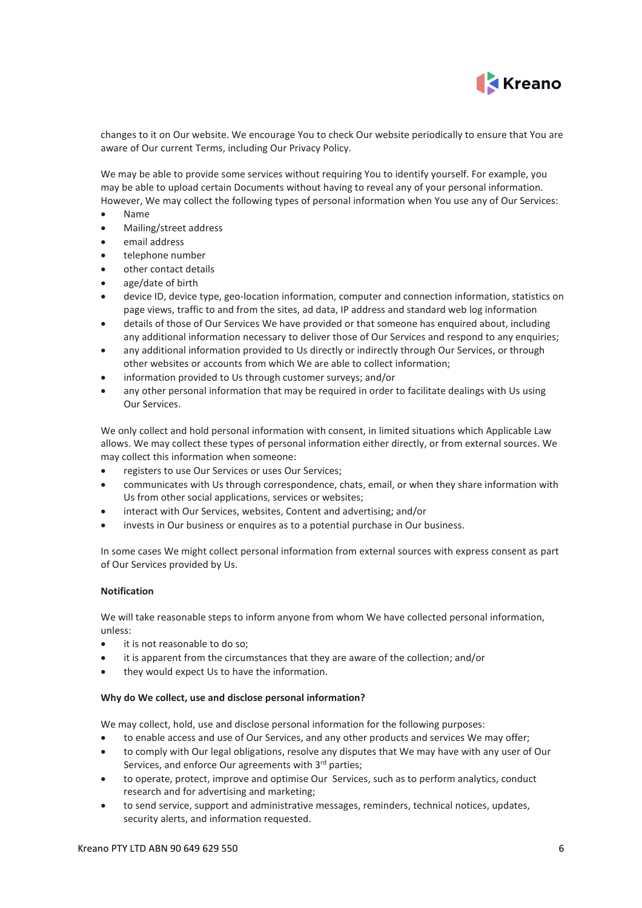changes to it on Our website. We encourage You to check Our website periodically to ensure that You are aware of Our current Terms, including Our Privacy Policy.

We may be able to provide some services without requiring You to identify yourself. For example, you may be able to upload certain Documents without having to reveal any of your personal information. However, We may collect the following types of personal information when You use any of Our Services:

- Name
- Mailing/street address
- email address
- telephone number
- other contact details
- age/date of birth
- device ID, device type, geo-location information, computer and connection information, statistics on page views, traffic to and from the sites, ad data, IP address and standard web log information
- details of those of Our Services We have provided or that someone has enquired about, including any additional information necessary to deliver those of Our Services and respond to any enquiries;
- any additional information provided to Us directly or indirectly through Our Services, or through other websites or accounts from which We are able to collect information;
- information provided to Us through customer surveys; and/or
- any other personal information that may be required in order to facilitate dealings with Us using Our Services.

We only collect and hold personal information with consent, in limited situations which Applicable Law allows. We may collect these types of personal information either directly, or from external sources. We may collect this information when someone:

- registers to use Our Services or uses Our Services;
- communicates with Us through correspondence, chats, email, or when they share information with Us from other social applications, services or websites;
- interact with Our Services, websites, Content and advertising; and/or
- invests in Our business or enquires as to a potential purchase in Our business.

In some cases We might collect personal information from external sources with express consent as part of Our Services provided by Us.

**Notification**

We will take reasonable steps to inform anyone from whom We have collected personal information, unless:

- it is not reasonable to do so;
- it is apparent from the circumstances that they are aware of the collection; and/or
- they would expect Us to have the information.

**Why do We collect, use and disclose personal information?**

We may collect, hold, use and disclose personal information for the following purposes:

- to enable access and use of Our Services, and any other products and services We may offer;
- to comply with Our legal obligations, resolve any disputes that We may have with any user of Our Services, and enforce Our agreements with 3rd parties;
- to operate, protect, improve and optimise Our Services, such as to perform analytics, conduct research and for advertising and marketing;
- to send service, support and administrative messages, reminders, technical notices, updates, security alerts, and information requested.

Kreano PTY LTD ABN 90 649 629 550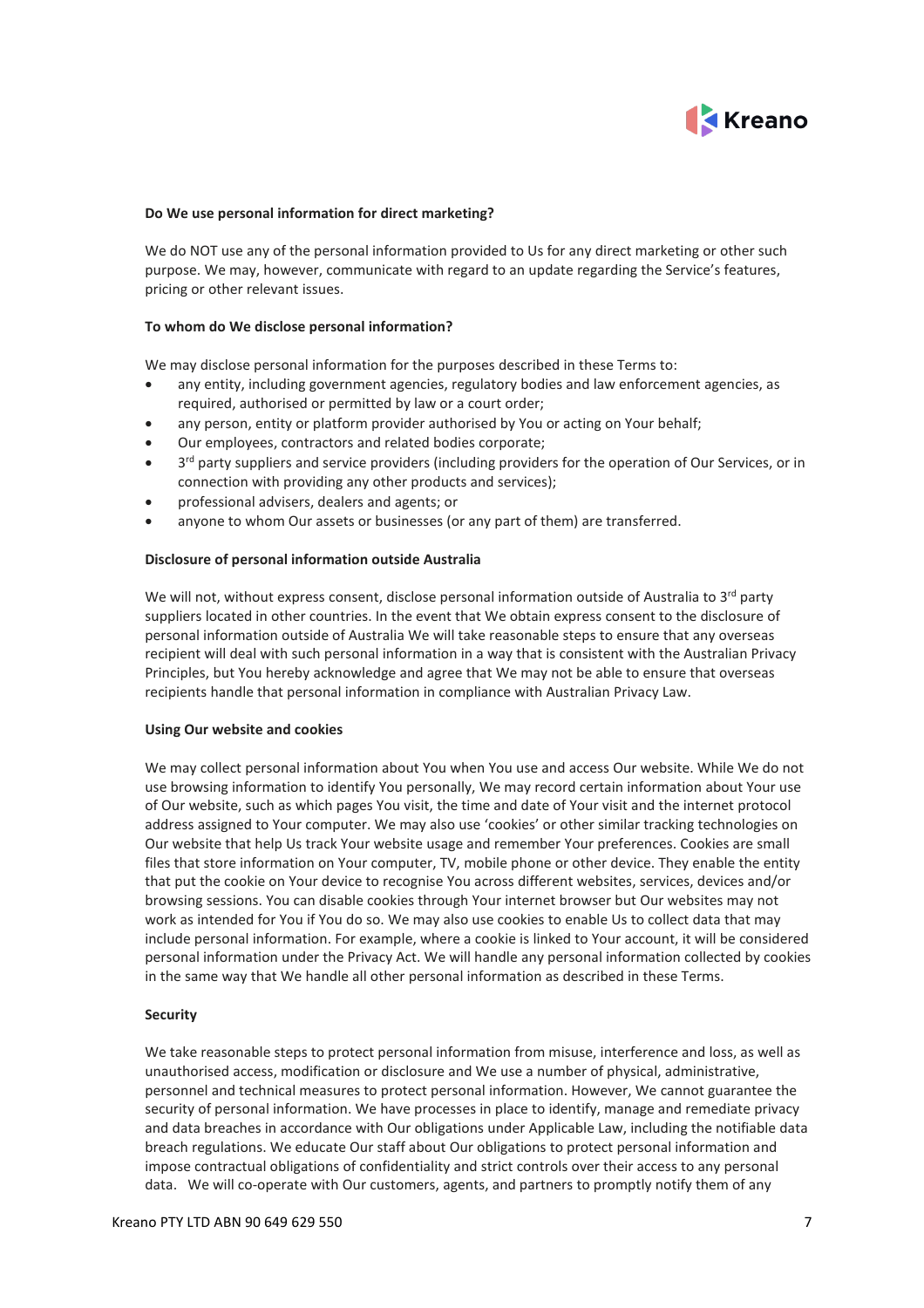**Do We use personal information for direct marketing?**

We do NOT use any of the personal information provided to Us for any direct marketing or other such purpose. We may, however, communicate with regard to an update regarding the Service's features, pricing or other relevant issues.

**To whom do We disclose personal information?**

We may disclose personal information for the purposes described in these Terms to:

- any entity, including government agencies, regulatory bodies and law enforcement agencies, as required, authorised or permitted by law or a court order;
- any person, entity or platform provider authorised by You or acting on Your behalf;
- Our employees, contractors and related bodies corporate;
- 3rd party suppliers and service providers (including providers for the operation of Our Services, or in connection with providing any other products and services);
- professional advisers, dealers and agents; or
- anyone to whom Our assets or businesses (or any part of them) are transferred.

**Disclosure of personal information outside Australia**

We will not, without express consent, disclose personal information outside of Australia to 3rd party suppliers located in other countries. In the event that We obtain express consent to the disclosure of personal information outside of Australia We will take reasonable steps to ensure that any overseas recipient will deal with such personal information in a way that is consistent with the Australian Privacy Principles, but You hereby acknowledge and agree that We may not be able to ensure that overseas recipients handle that personal information in compliance with Australian Privacy Law.

**Using Our website and cookies**

We may collect personal information about You when You use and access Our website. While We do not use browsing information to identify You personally, We may record certain information about Your use of Our website, such as which pages You visit, the time and date of Your visit and the internet protocol address assigned to Your computer. We may also use 'cookies' or other similar tracking technologies on Our website that help Us track Your website usage and remember Your preferences. Cookies are small files that store information on Your computer, TV, mobile phone or other device. They enable the entity that put the cookie on Your device to recognise You across different websites, services, devices and/or browsing sessions. You can disable cookies through Your internet browser but Our websites may not work as intended for You if You do so. We may also use cookies to enable Us to collect data that may include personal information. For example, where a cookie is linked to Your account, it will be considered personal information under the Privacy Act. We will handle any personal information collected by cookies in the same way that We handle all other personal information as described in these Terms.

**Security**

We take reasonable steps to protect personal information from misuse, interference and loss, as well as unauthorised access, modification or disclosure and We use a number of physical, administrative, personnel and technical measures to protect personal information. However, We cannot guarantee the security of personal information. We have processes in place to identify, manage and remediate privacy and data breaches in accordance with Our obligations under Applicable Law, including the notifiable data breach regulations. We educate Our staff about Our obligations to protect personal information and impose contractual obligations of confidentiality and strict controls over their access to any personal data. We will co-operate with Our customers, agents, and partners to promptly notify them of any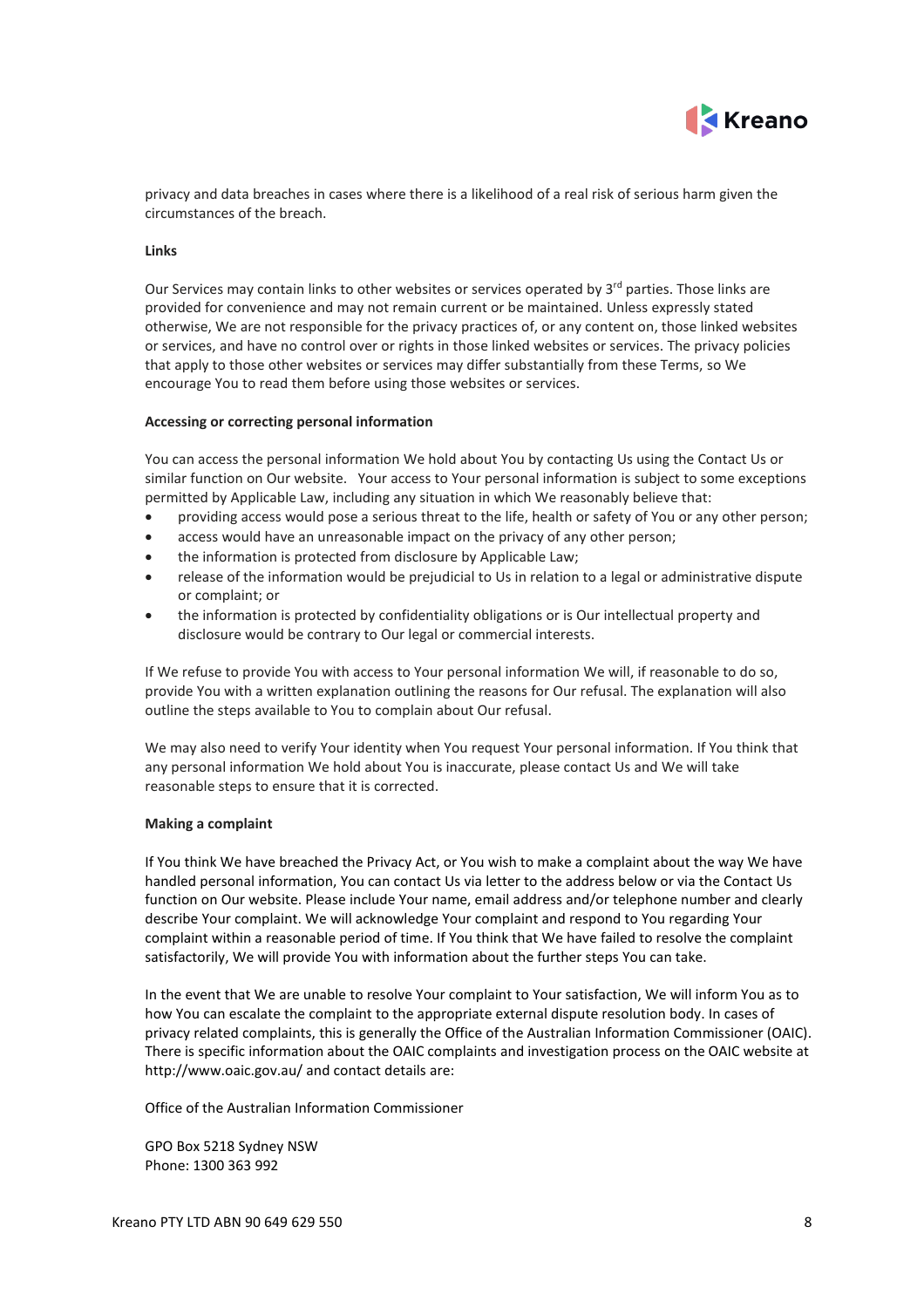privacy and data breaches in cases where there is a likelihood of a real risk of serious harm given the circumstances of the breach.

**Links**

Our Services may contain links to other websites or services operated by 3rd parties. Those links are provided for convenience and may not remain current or be maintained. Unless expressly stated otherwise, We are not responsible for the privacy practices of, or any content on, those linked websites or services, and have no control over or rights in those linked websites or services. The privacy policies that apply to those other websites or services may differ substantially from these Terms, so We encourage You to read them before using those websites or services.

**Accessing or correcting personal information**

You can access the personal information We hold about You by contacting Us using the Contact Us or similar function on Our website. Your access to Your personal information is subject to some exceptions permitted by Applicable Law, including any situation in which We reasonably believe that:

- providing access would pose a serious threat to the life, health or safety of You or any other person;
- access would have an unreasonable impact on the privacy of any other person;
- the information is protected from disclosure by Applicable Law;
- release of the information would be prejudicial to Us in relation to a legal or administrative dispute or complaint; or
- the information is protected by confidentiality obligations or is Our intellectual property and disclosure would be contrary to Our legal or commercial interests.

If We refuse to provide You with access to Your personal information We will, if reasonable to do so, provide You with a written explanation outlining the reasons for Our refusal. The explanation will also outline the steps available to You to complain about Our refusal.

We may also need to verify Your identity when You request Your personal information. If You think that any personal information We hold about You is inaccurate, please contact Us and We will take reasonable steps to ensure that it is corrected.

**Making a complaint**

If You think We have breached the Privacy Act, or You wish to make a complaint about the way We have handled personal information, You can contact Us via letter to the address below or via the Contact Us function on Our website. Please include Your name, email address and/or telephone number and clearly describe Your complaint. We will acknowledge Your complaint and respond to You regarding Your complaint within a reasonable period of time. If You think that We have failed to resolve the complaint satisfactorily, We will provide You with information about the further steps You can take.

In the event that We are unable to resolve Your complaint to Your satisfaction, We will inform You as to how You can escalate the complaint to the appropriate external dispute resolution body. In cases of privacy related complaints, this is generally the Office of the Australian Information Commissioner (OAIC). There is specific information about the OAIC complaints and investigation process on the OAIC website at http://www.oaic.gov.au/ and contact details are:

Office of the Australian Information Commissioner

GPO Box 5218 Sydney NSW
Phone: 1300 363 992

Kreano PTY LTD ABN 90 649 629 550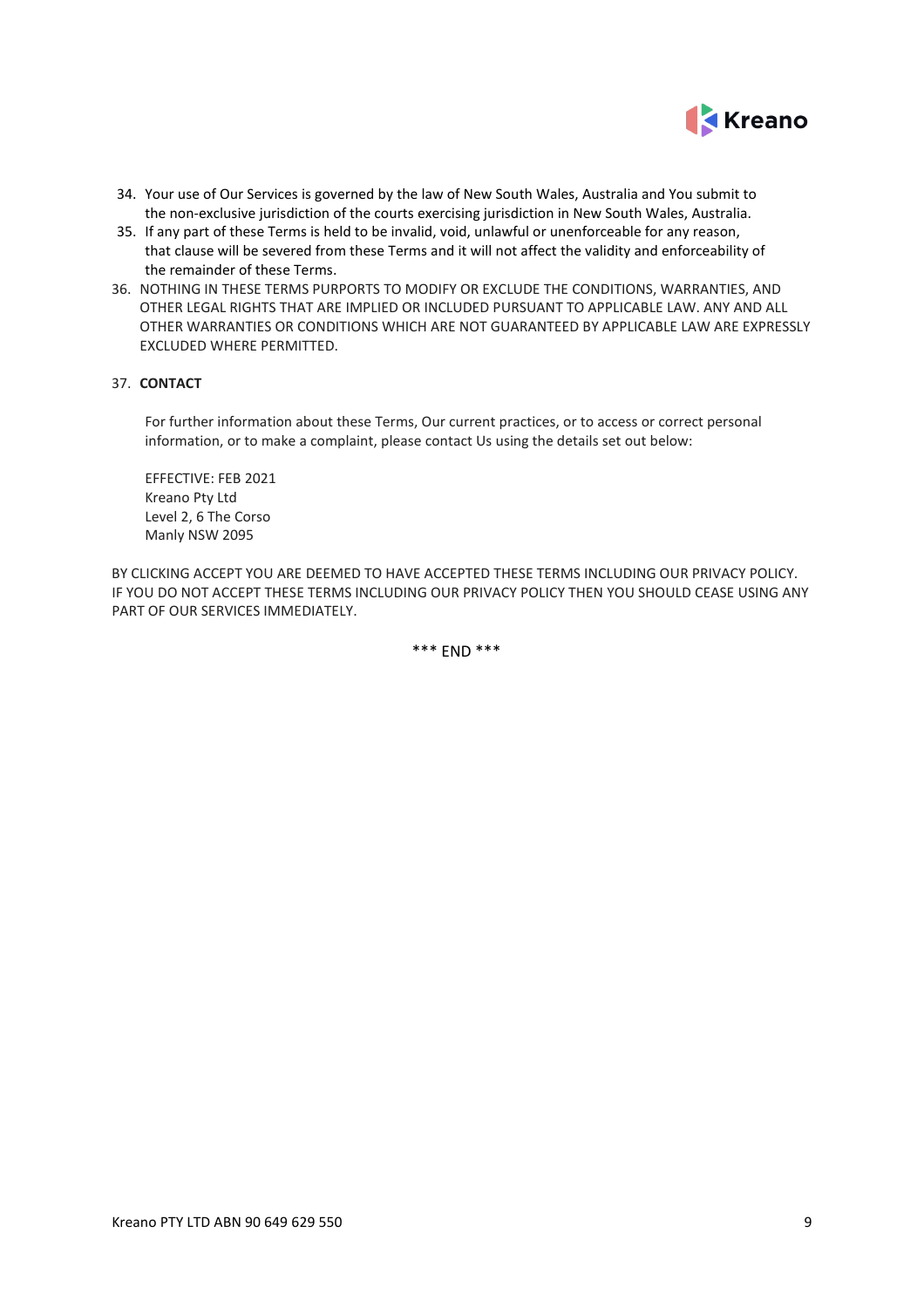34. Your use of Our Services is governed by the law of New South Wales, Australia and You submit to the non-exclusive jurisdiction of the courts exercising jurisdiction in New South Wales, Australia.
35. If any part of these Terms is held to be invalid, void, unlawful or unenforceable for any reason, that clause will be severed from these Terms and it will not affect the validity and enforceability of the remainder of these Terms.
36. NOTHING IN THESE TERMS PURPORTS TO MODIFY OR EXCLUDE THE CONDITIONS, WARRANTIES, AND OTHER LEGAL RIGHTS THAT ARE IMPLIED OR INCLUDED PURSUANT TO APPLICABLE LAW. ANY AND ALL OTHER WARRANTIES OR CONDITIONS WHICH ARE NOT GUARANTEED BY APPLICABLE LAW ARE EXPRESSLY EXCLUDED WHERE PERMITTED.
37. **CONTACT**

    For further information about these Terms, Our current practices, or to access or correct personal information, or to make a complaint, please contact Us using the details set out below:

    EFFECTIVE: FEB 2021  
    Kreano Pty Ltd  
    Level 2, 6 The Corso  
    Manly NSW 2095

BY CLICKING ACCEPT YOU ARE DEEMED TO HAVE ACCEPTED THESE TERMS INCLUDING OUR PRIVACY POLICY. IF YOU DO NOT ACCEPT THESE TERMS INCLUDING OUR PRIVACY POLICY THEN YOU SHOULD CEASE USING ANY PART OF OUR SERVICES IMMEDIATELY.

*** END ***